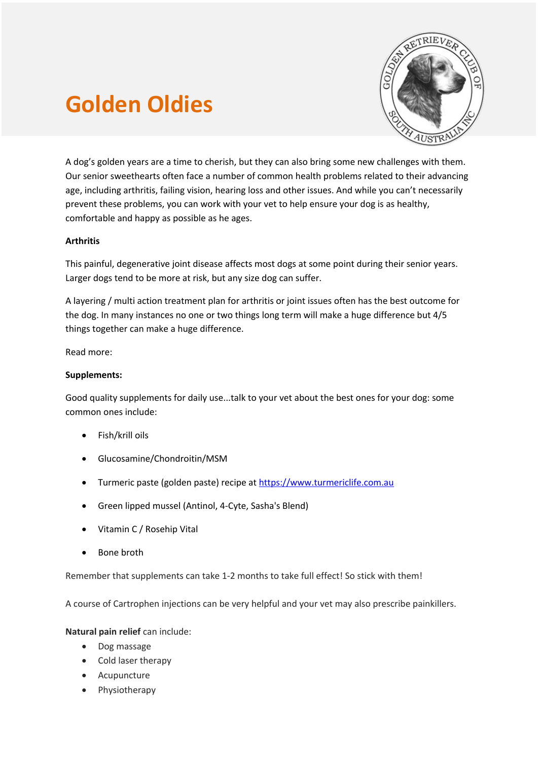# Golden Oldies

A dog's golden years are a time to cherish, but they can also bring some new challenges with them. Our senior sweethearts often face a number of common health problems related to their advancing age, including arthritis, failing vision, hearing loss and other issues. And while you can't necessarily prevent these problems, you can work with your vet to help ensure your dog is as healthy, comfortable and happy as possible as he ages.

**Arthritis**

This painful, degenerative joint disease affects most dogs at some point during their senior years. Larger dogs tend to be more at risk, but any size dog can suffer.

A layering / multi action treatment plan for arthritis or joint issues often has the best outcome for the dog. In many instances no one or two things long term will make a huge difference but 4/5 things together can make a huge difference.

Read more:

**Supplements:**

Good quality supplements for daily use...talk to your vet about the best ones for your dog: some common ones include:

- Fish/krill oils
- Glucosamine/Chondroitin/MSM
- Turmeric paste (golden paste) recipe at https://www.turmericlife.com.au
- Green lipped mussel (Antinol, 4-Cyte, Sasha's Blend)
- Vitamin C / Rosehip Vital
- Bone broth

Remember that supplements can take 1-2 months to take full effect! So stick with them!

A course of Cartrophen injections can be very helpful and your vet may also prescribe painkillers.

**Natural pain relief** can include:

- Dog massage
- Cold laser therapy
- Acupuncture
- Physiotherapy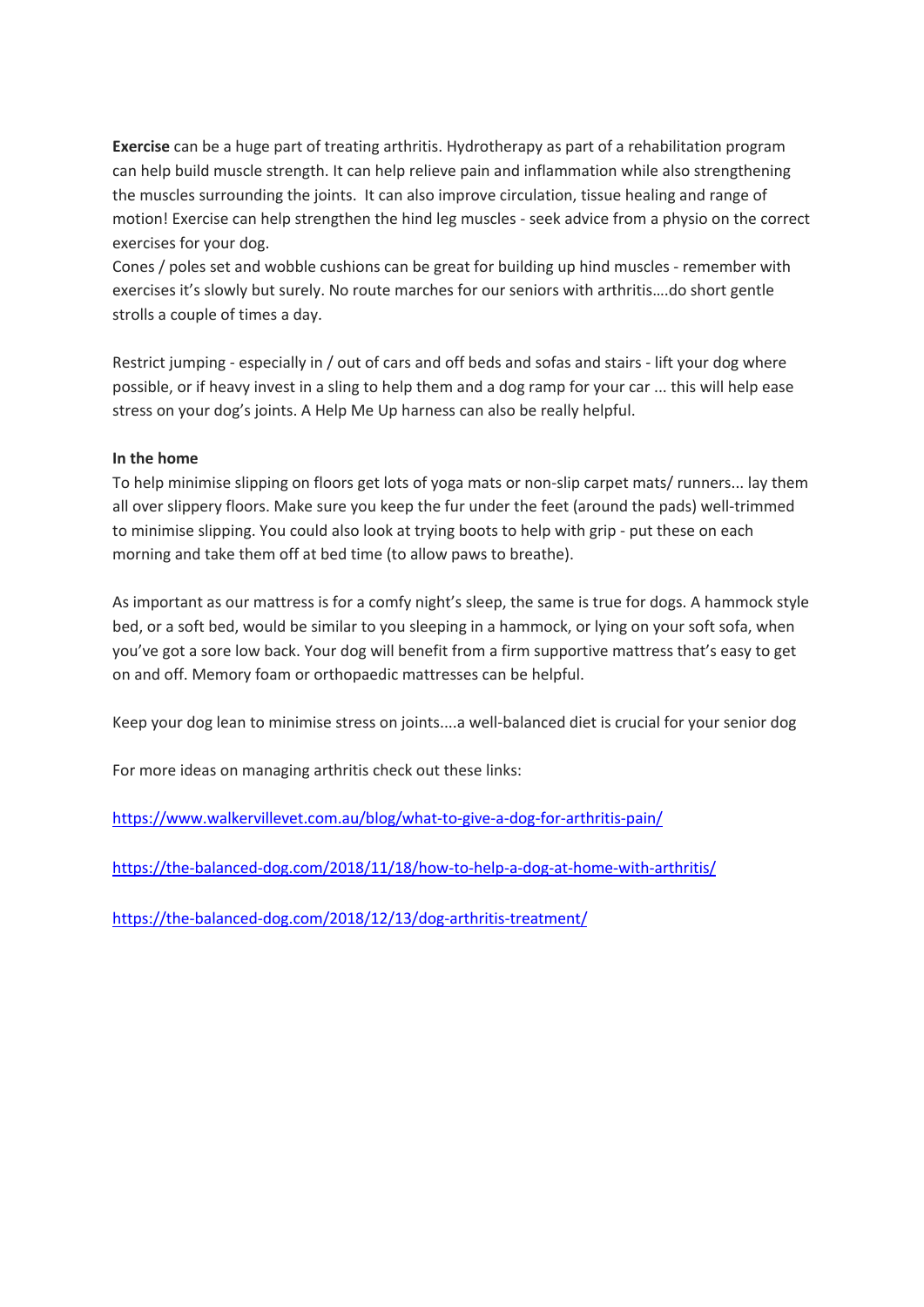**Exercise** can be a huge part of treating arthritis. Hydrotherapy as part of a rehabilitation program can help build muscle strength. It can help relieve pain and inflammation while also strengthening the muscles surrounding the joints. It can also improve circulation, tissue healing and range of motion! Exercise can help strengthen the hind leg muscles - seek advice from a physio on the correct exercises for your dog.

Cones / poles set and wobble cushions can be great for building up hind muscles - remember with exercises it's slowly but surely. No route marches for our seniors with arthritis....do short gentle strolls a couple of times a day.

Restrict jumping - especially in / out of cars and off beds and sofas and stairs - lift your dog where possible, or if heavy invest in a sling to help them and a dog ramp for your car ... this will help ease stress on your dog's joints. A Help Me Up harness can also be really helpful.

**In the home**

To help minimise slipping on floors get lots of yoga mats or non-slip carpet mats/ runners... lay them all over slippery floors. Make sure you keep the fur under the feet (around the pads) well-trimmed to minimise slipping. You could also look at trying boots to help with grip - put these on each morning and take them off at bed time (to allow paws to breathe).

As important as our mattress is for a comfy night's sleep, the same is true for dogs. A hammock style bed, or a soft bed, would be similar to you sleeping in a hammock, or lying on your soft sofa, when you've got a sore low back. Your dog will benefit from a firm supportive mattress that's easy to get on and off. Memory foam or orthopaedic mattresses can be helpful.

Keep your dog lean to minimise stress on joints....a well-balanced diet is crucial for your senior dog

For more ideas on managing arthritis check out these links:

https://www.walkervillevet.com.au/blog/what-to-give-a-dog-for-arthritis-pain/

https://the-balanced-dog.com/2018/11/18/how-to-help-a-dog-at-home-with-arthritis/

https://the-balanced-dog.com/2018/12/13/dog-arthritis-treatment/